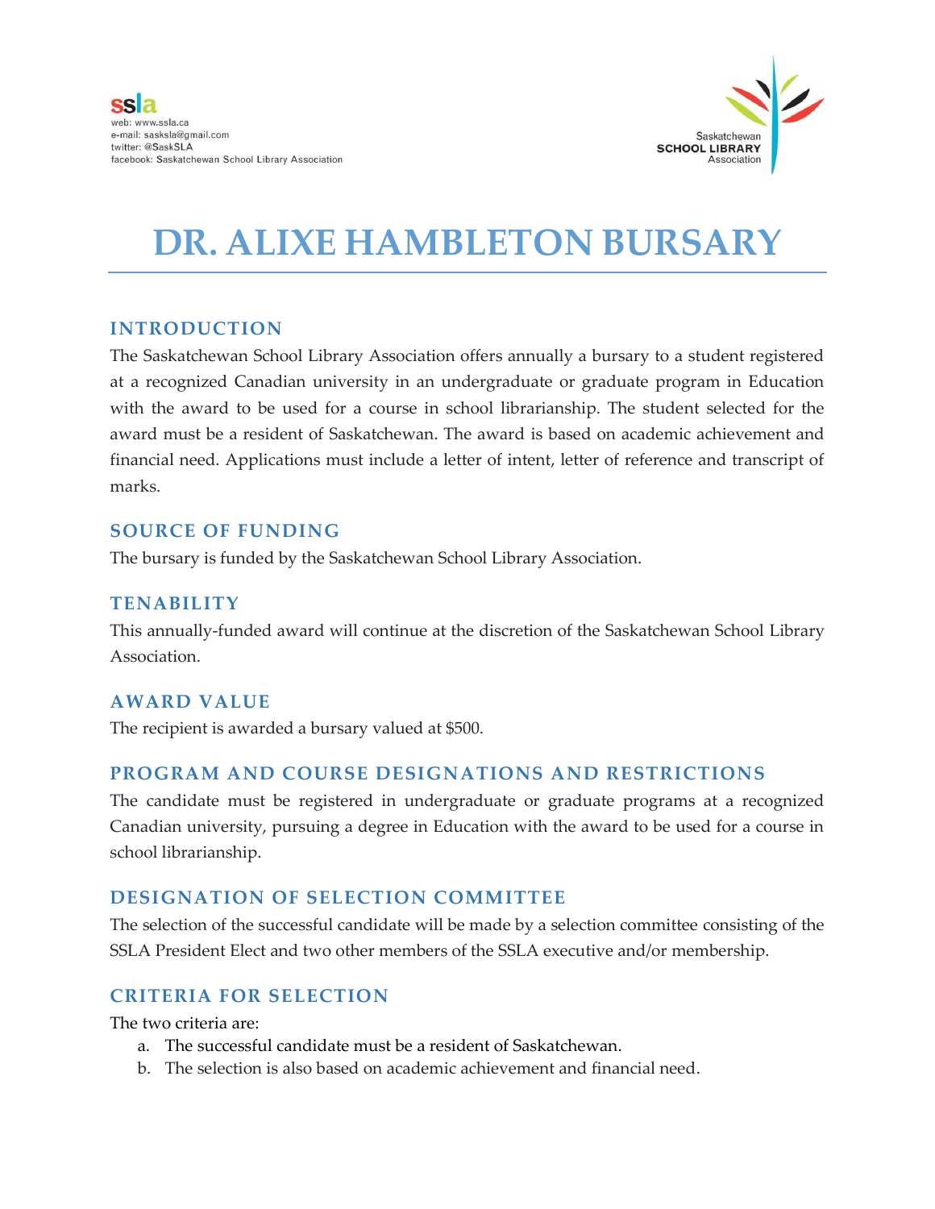ssla
web: www.ssla.ca
e-mail: sasksla@gmail.com
twitter: @SaskSLA
facebook: Saskatchewan School Library Association

Saskatchewan
**SCHOOL LIBRARY**
Association

# DR. ALIXE HAMBLETON BURSARY

## INTRODUCTION

The Saskatchewan School Library Association offers annually a bursary to a student registered at a recognized Canadian university in an undergraduate or graduate program in Education with the award to be used for a course in school librarianship. The student selected for the award must be a resident of Saskatchewan. The award is based on academic achievement and financial need. Applications must include a letter of intent, letter of reference and transcript of marks.

## SOURCE OF FUNDING

The bursary is funded by the Saskatchewan School Library Association.

## TENABILITY

This annually-funded award will continue at the discretion of the Saskatchewan School Library Association.

## AWARD VALUE

The recipient is awarded a bursary valued at $500.

## PROGRAM AND COURSE DESIGNATIONS AND RESTRICTIONS

The candidate must be registered in undergraduate or graduate programs at a recognized Canadian university, pursuing a degree in Education with the award to be used for a course in school librarianship.

## DESIGNATION OF SELECTION COMMITTEE

The selection of the successful candidate will be made by a selection committee consisting of the SSLA President Elect and two other members of the SSLA executive and/or membership.

## CRITERIA FOR SELECTION

The two criteria are:

a. The successful candidate must be a resident of Saskatchewan.
b. The selection is also based on academic achievement and financial need.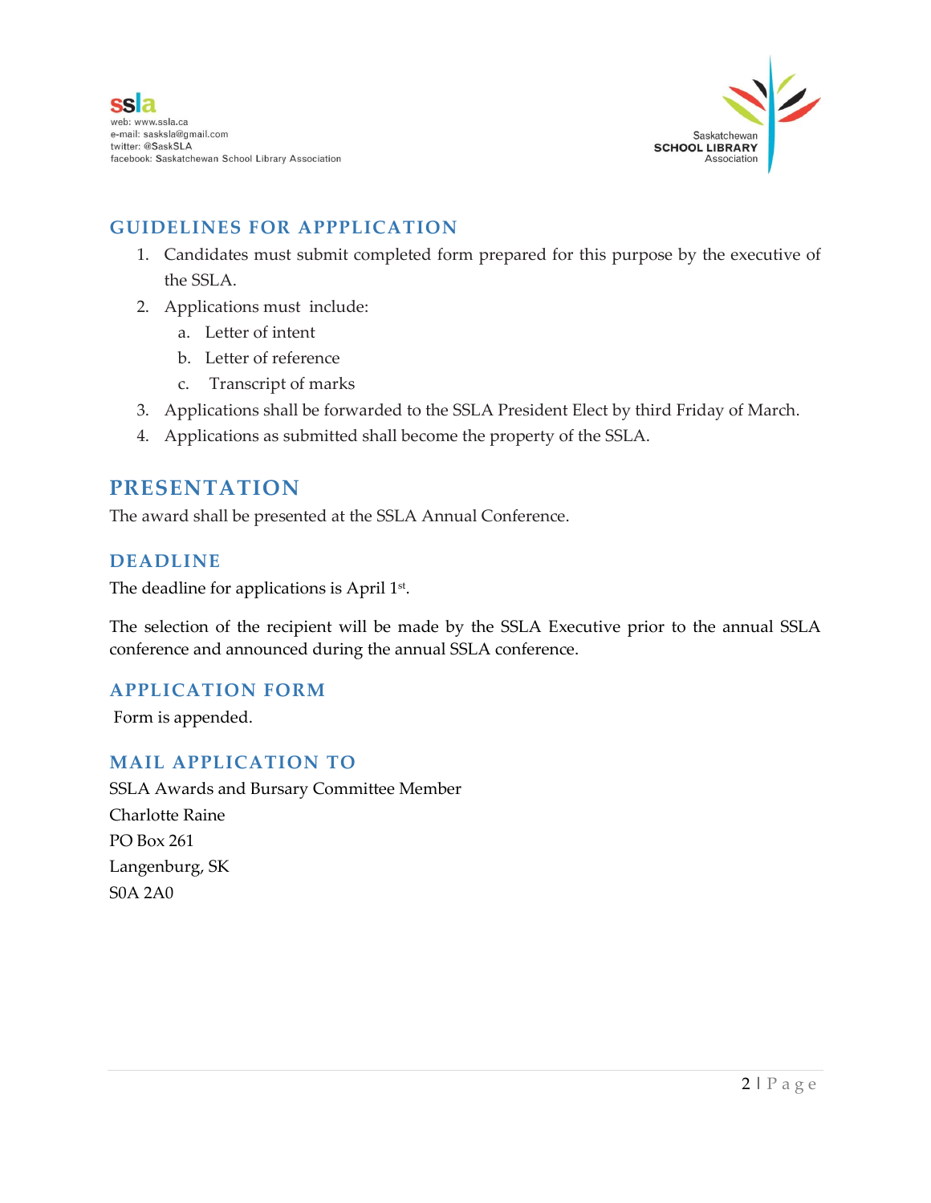## GUIDELINES FOR APPPLICATION

1. Candidates must submit completed form prepared for this purpose by the executive of the SSLA.
2. Applications must include:
   a. Letter of intent
   b. Letter of reference
   c. Transcript of marks
3. Applications shall be forwarded to the SSLA President Elect by third Friday of March.
4. Applications as submitted shall become the property of the SSLA.

# PRESENTATION

The award shall be presented at the SSLA Annual Conference.

## DEADLINE

The deadline for applications is April 1st.

The selection of the recipient will be made by the SSLA Executive prior to the annual SSLA conference and announced during the annual SSLA conference.

## APPLICATION FORM

Form is appended.

## MAIL APPLICATION TO

SSLA Awards and Bursary Committee Member
Charlotte Raine
PO Box 261
Langenburg, SK
S0A 2A0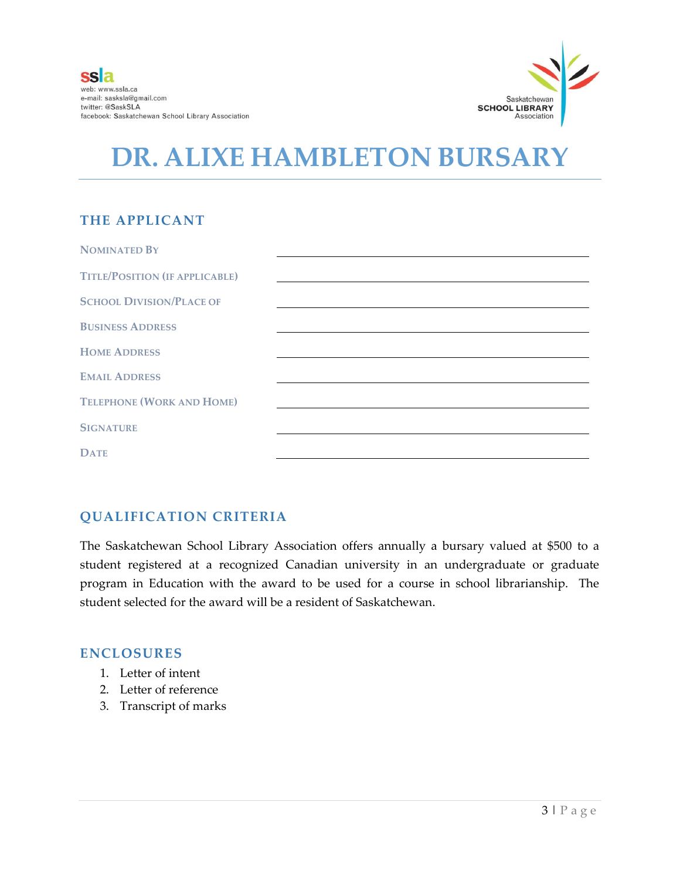ssla
web: www.ssla.ca
e-mail: sasksla@gmail.com
twitter: @SaskSLA
facebook: Saskatchewan School Library Association

Saskatchewan
SCHOOL LIBRARY
Association

# DR. ALIXE HAMBLETON BURSARY

## THE APPLICANT

| | |
|---|---|
| Nominated By | |
| Title/Position (if applicable) | |
| School Division/Place of | |
| Business Address | |
| Home Address | |
| Email Address | |
| Telephone (Work and Home) | |
| Signature | |
| Date | |

## QUALIFICATION CRITERIA

The Saskatchewan School Library Association offers annually a bursary valued at $500 to a student registered at a recognized Canadian university in an undergraduate or graduate program in Education with the award to be used for a course in school librarianship. The student selected for the award will be a resident of Saskatchewan.

## ENCLOSURES

1. Letter of intent
2. Letter of reference
3. Transcript of marks